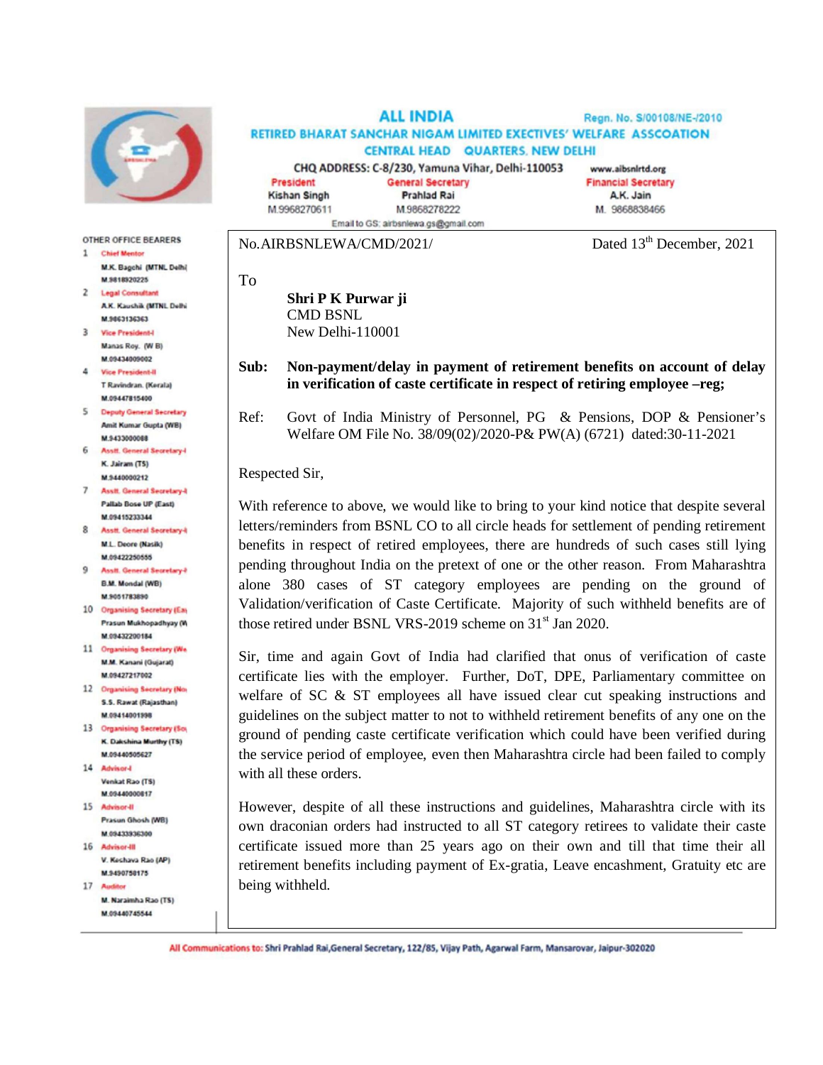# ALL INDIA

Regn. No. S/00108/NE-/2010

## RETIRED BHARAT SANCHAR NIGAM LIMITED EXECTIVES' WELFARE ASSCOATION

### CENTRAL HEAD QUARTERS, NEW DELHI

CHQ ADDRESS: C-8/230, Yamuna Vihar, Delhi-110053 www.aibsnlrtd.org

| President | General Secretary | Financial Secretary |
|---|---|---|
| Kishan Singh | Prahlad Rai | A.K. Jain |
| M.9968270611 | M.9868278222 | M. 9868838466 |

Email to GS: airbsnlewa.gs@gmail.com

**OTHER OFFICE BEARERS**

1. Chief Mentor – M.K. Bagchi (MTNL Delhi) M.9818920225
2. Legal Consultant – A.K. Kaushik (MTNL Delhi) M.9863136363
3. Vice President-I – Manas Roy. (W B) M.09434009002
4. Vice President-II – T Ravindran. (Kerala) M.09447815400
5. Deputy General Secretary – Amit Kumar Gupta (WB) M.9433000088
6. Asstt. General Secretary-I – K. Jairam (TS) M.9440000212
7. Asstt. General Secretary-I – Pallab Bose UP (East) M.09415233344
8. Asstt. General Secretary-I – M.L. Deore (Nasik) M.09422250555
9. Asstt. General Secretary-I – B.M. Mondal (WB) M.9051783890
10. Organising Secretary (Ea) – Prasun Mukhopadhyay (W) M.09432200184
11. Organising Secretary (We) – M.M. Kanani (Gujarat) M.09427217002
12. Organising Secretary (No) – S.S. Rawat (Rajasthan) M.09414001998
13. Organising Secretary (So) – K. Dakshina Murthy (TS) M.09440505627
14. Advisor-I – Venkat Rao (TS) M.09440000817
15. Advisor-II – Prasun Ghosh (WB) M.09433936300
16. Advisor-III – V. Keshava Rao (AP) M.9490758175
17. Auditor – M. Narsimha Rao (TS) M.09440745544

No.AIRBSNLEWA/CMD/2021/ Dated 13th December, 2021

To

**Shri P K Purwar ji**
CMD BSNL
New Delhi-110001

**Sub: Non-payment/delay in payment of retirement benefits on account of delay in verification of caste certificate in respect of retiring employee –reg;**

Ref: Govt of India Ministry of Personnel, PG & Pensions, DOP & Pensioner's Welfare OM File No. 38/09(02)/2020-P& PW(A) (6721) dated:30-11-2021

Respected Sir,

With reference to above, we would like to bring to your kind notice that despite several letters/reminders from BSNL CO to all circle heads for settlement of pending retirement benefits in respect of retired employees, there are hundreds of such cases still lying pending throughout India on the pretext of one or the other reason. From Maharashtra alone 380 cases of ST category employees are pending on the ground of Validation/verification of Caste Certificate. Majority of such withheld benefits are of those retired under BSNL VRS-2019 scheme on 31st Jan 2020.

Sir, time and again Govt of India had clarified that onus of verification of caste certificate lies with the employer. Further, DoT, DPE, Parliamentary committee on welfare of SC & ST employees all have issued clear cut speaking instructions and guidelines on the subject matter to not to withheld retirement benefits of any one on the ground of pending caste certificate verification which could have been verified during the service period of employee, even then Maharashtra circle had been failed to comply with all these orders.

However, despite of all these instructions and guidelines, Maharashtra circle with its own draconian orders had instructed to all ST category retirees to validate their caste certificate issued more than 25 years ago on their own and till that time their all retirement benefits including payment of Ex-gratia, Leave encashment, Gratuity etc are being withheld.

All Communications to: Shri Prahlad Rai,General Secretary, 122/85, Vijay Path, Agarwal Farm, Mansarovar, Jaipur-302020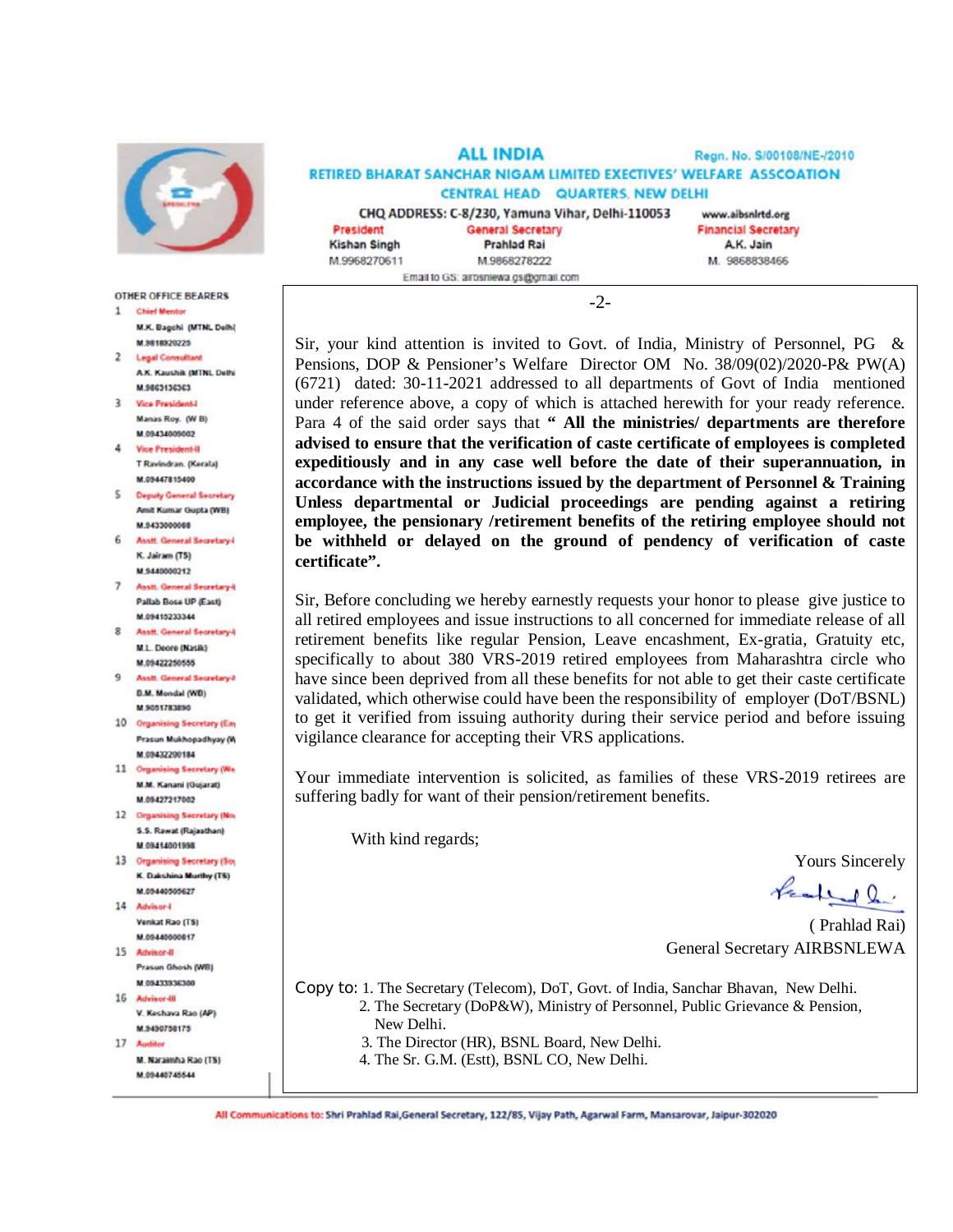# ALL INDIA

Regn. No. S/00108/NE-/2010

## RETIRED BHARAT SANCHAR NIGAM LIMITED EXECTIVES' WELFARE ASSCOATION

### CENTRAL HEAD QUARTERS, NEW DELHI

CHQ ADDRESS: C-8/230, Yamuna Vihar, Delhi-110053

www.aibsnlrtd.org

| President | General Secretary | Financial Secretary |
|---|---|---|
| Kishan Singh | Prahlad Rai | A.K. Jain |
| M.9968270611 | M.9868278222 | M. 9868838466 |

Email to GS: airbsnlewa.gs@gmail.com

OTHER OFFICE BEARERS

1. Chief Mentor
   M.K. Bagchi (MTNL Delhi)
   M.9818920225
2. Legal Consultant
   A.K. Kaushik (MTNL Delhi)
   M.9863136363
3. Vice President-I
   Manas Roy. (W B)
   M.09434009002
4. Vice President-II
   T Ravindran. (Kerala)
   M.09447815400
5. Deputy General Secretary
   Amit Kumar Gupta (WB)
   M.9433000088
6. Asstt. General Secretary-I
   K. Jairam (TS)
   M.9440000212
7. Asstt. General Secretary-I
   Pallab Bose UP (East)
   M.09415233344
8. Asstt. General Secretary-I
   M.L. Deore (Nasik)
   M.09422250555
9. Asstt. General Secretary-I
   B.M. Mondal (WB)
   M.9051783890
10. Organising Secretary (Ea
    Prasun Mukhopadhyay (W
    M.09432200184
11. Organising Secretary (We
    M.M. Kanani (Gujarat)
    M.09427217002
12. Organising Secretary (No
    S.S. Rawat (Rajasthan)
    M.09414001998
13. Organising Secretary (So
    K. Dakshina Murthy (TS)
    M.09440505627
14. Advisor-I
    Venkat Rao (TS)
    M.09440000817
15. Advisor-II
    Prasun Ghosh (WB)
    M.09433336300
16. Advisor-III
    V. Keshava Rao (AP)
    M.9490758175
17. Auditor
    M. Narasimha Rao (TS)
    M.09440745544

-2-

Sir, your kind attention is invited to Govt. of India, Ministry of Personnel, PG & Pensions, DOP & Pensioner's Welfare Director OM No. 38/09(02)/2020-P& PW(A) (6721) dated: 30-11-2021 addressed to all departments of Govt of India mentioned under reference above, a copy of which is attached herewith for your ready reference. Para 4 of the said order says that **" All the ministries/ departments are therefore advised to ensure that the verification of caste certificate of employees is completed expeditiously and in any case well before the date of their superannuation, in accordance with the instructions issued by the department of Personnel & Training Unless departmental or Judicial proceedings are pending against a retiring employee, the pensionary /retirement benefits of the retiring employee should not be withheld or delayed on the ground of pendency of verification of caste certificate".**

Sir, Before concluding we hereby earnestly requests your honor to please give justice to all retired employees and issue instructions to all concerned for immediate release of all retirement benefits like regular Pension, Leave encashment, Ex-gratia, Gratuity etc, specifically to about 380 VRS-2019 retired employees from Maharashtra circle who have since been deprived from all these benefits for not able to get their caste certificate validated, which otherwise could have been the responsibility of employer (DoT/BSNL) to get it verified from issuing authority during their service period and before issuing vigilance clearance for accepting their VRS applications.

Your immediate intervention is solicited, as families of these VRS-2019 retirees are suffering badly for want of their pension/retirement benefits.

With kind regards;

Yours Sincerely

( Prahlad Rai)
General Secretary AIRBSNLEWA

Copy to:
1. The Secretary (Telecom), DoT, Govt. of India, Sanchar Bhavan, New Delhi.
2. The Secretary (DoP&W), Ministry of Personnel, Public Grievance & Pension, New Delhi.
3. The Director (HR), BSNL Board, New Delhi.
4. The Sr. G.M. (Estt), BSNL CO, New Delhi.

All Communications to: Shri Prahlad Rai,General Secretary, 122/85, Vijay Path, Agarwal Farm, Mansarovar, Jaipur-302020